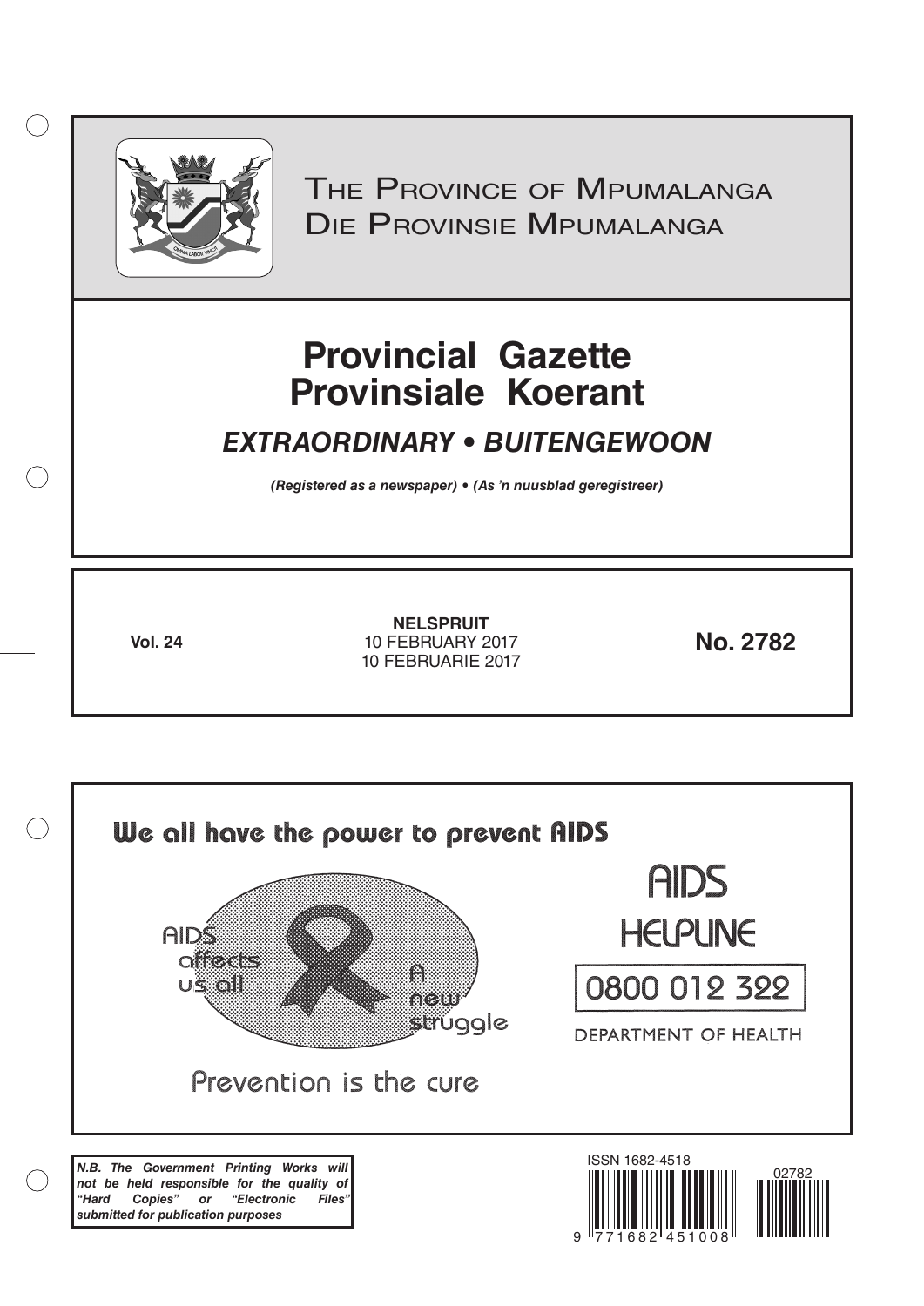THE PROVINCE OF MPUMALANGA
DIE PROVINSIE MPUMALANGA

# Provincial Gazette
# Provinsiale Koerant

## *EXTRAORDINARY • BUITENGEWOON*

***(Registered as a newspaper) • (As 'n nuusblad geregistreer)***

**Vol. 24**

**NELSPRUIT**
10 FEBRUARY 2017
10 FEBRUARIE 2017

**No. 2782**

We all have the power to prevent AIDS

AIDS affects us all

A new struggle

Prevention is the cure

AIDS HELPLINE

0800 012 322

DEPARTMENT OF HEALTH

***N.B. The Government Printing Works will not be held responsible for the quality of "Hard Copies" or "Electronic Files" submitted for publication purposes***

ISSN 1682-4518

02782

9 771682 451008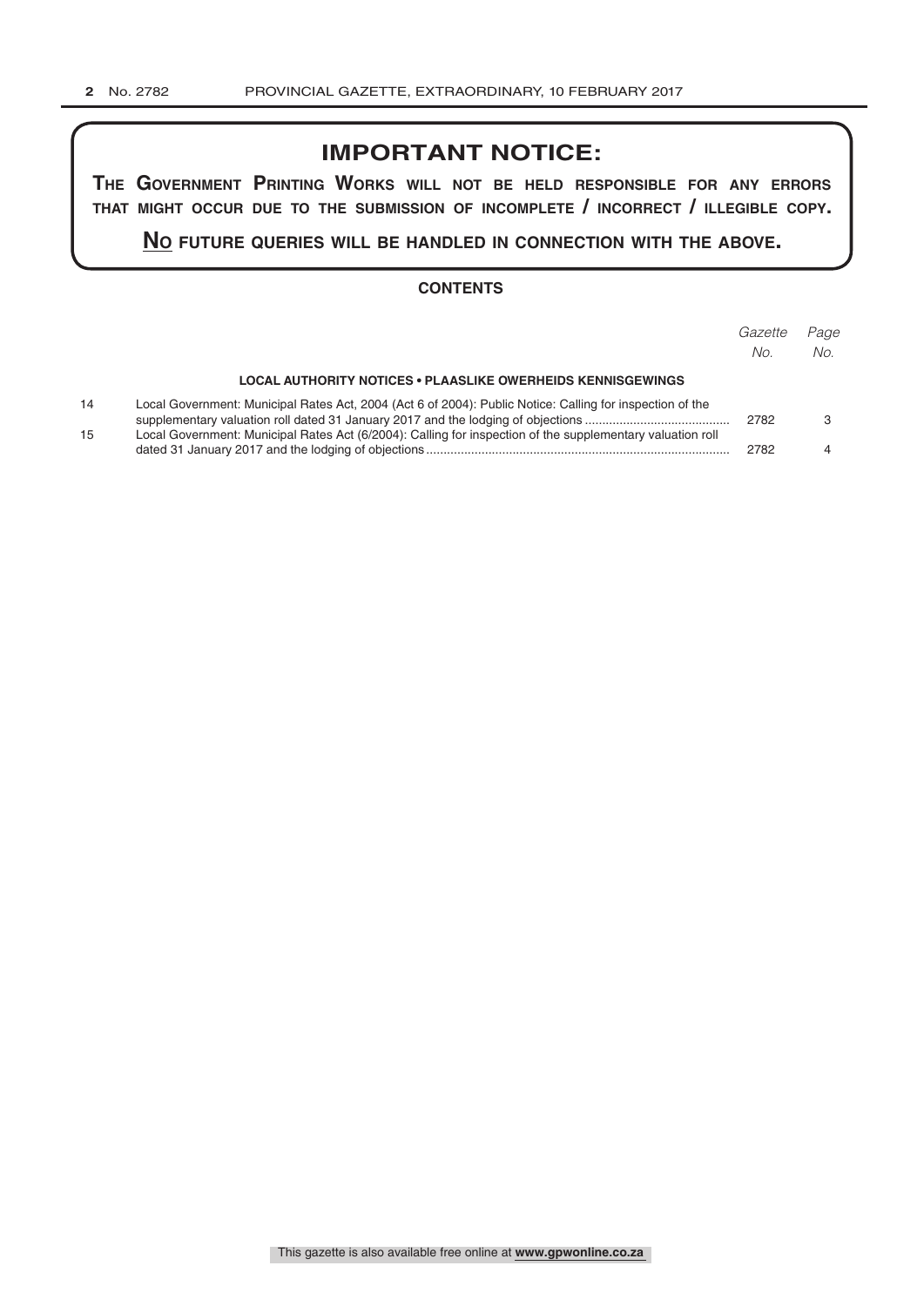## IMPORTANT NOTICE:

**The Government Printing Works will not be held responsible for any errors that might occur due to the submission of incomplete / incorrect / illegible copy.**

**No future queries will be handled in connection with the above.**

### CONTENTS

| | | *Gazette No.* | *Page No.* |
|---|---|---|---|
| | **LOCAL AUTHORITY NOTICES • PLAASLIKE OWERHEIDS KENNISGEWINGS** | | |
| 14 | Local Government: Municipal Rates Act, 2004 (Act 6 of 2004): Public Notice: Calling for inspection of the supplementary valuation roll dated 31 January 2017 and the lodging of objections | 2782 | 3 |
| 15 | Local Government: Municipal Rates Act (6/2004): Calling for inspection of the supplementary valuation roll dated 31 January 2017 and the lodging of objections | 2782 | 4 |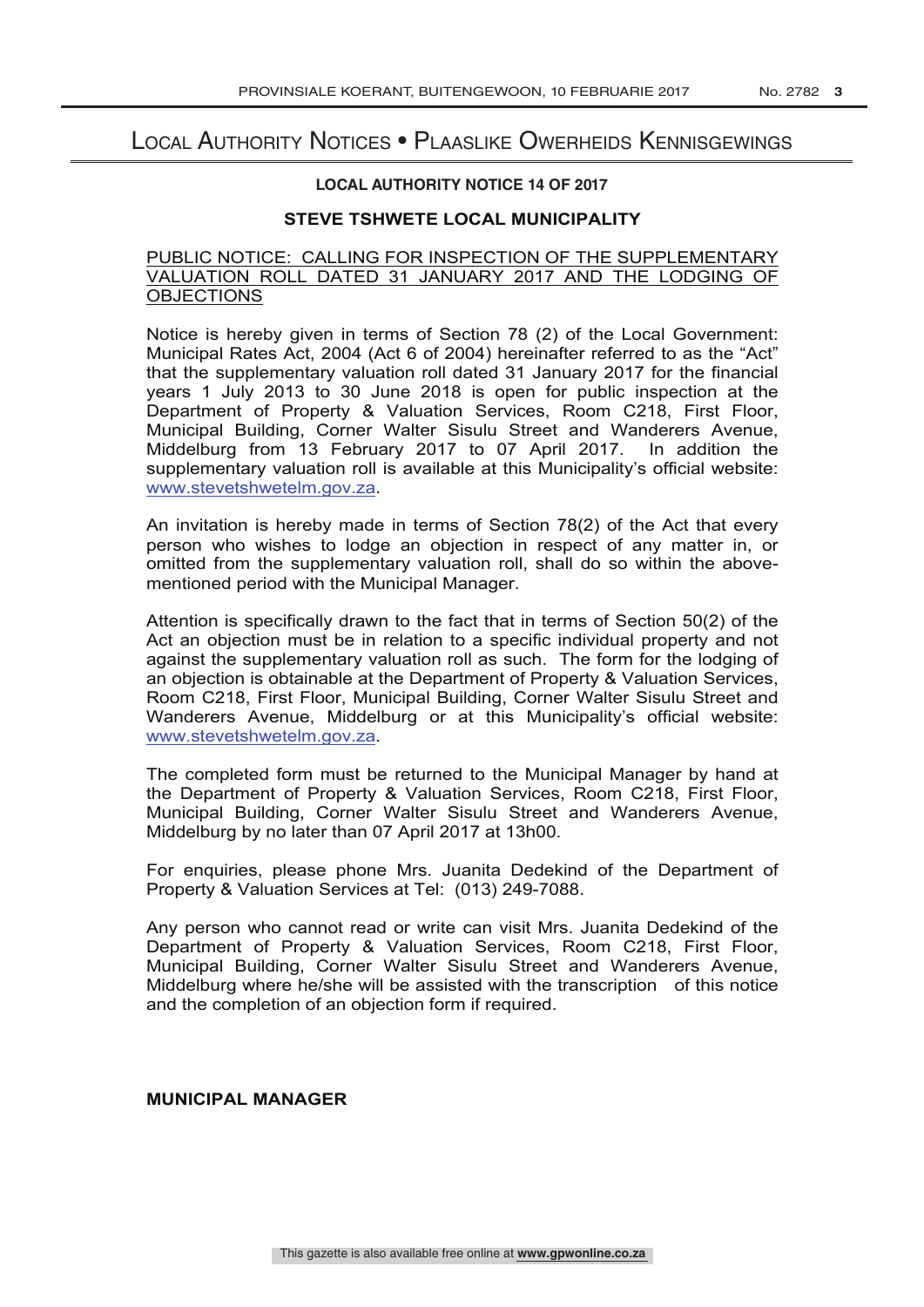# Local Authority Notices • Plaaslike Owerheids Kennisgewings

**LOCAL AUTHORITY NOTICE 14 OF 2017**

## STEVE TSHWETE LOCAL MUNICIPALITY

PUBLIC NOTICE: CALLING FOR INSPECTION OF THE SUPPLEMENTARY VALUATION ROLL DATED 31 JANUARY 2017 AND THE LODGING OF OBJECTIONS

Notice is hereby given in terms of Section 78 (2) of the Local Government: Municipal Rates Act, 2004 (Act 6 of 2004) hereinafter referred to as the "Act" that the supplementary valuation roll dated 31 January 2017 for the financial years 1 July 2013 to 30 June 2018 is open for public inspection at the Department of Property & Valuation Services, Room C218, First Floor, Municipal Building, Corner Walter Sisulu Street and Wanderers Avenue, Middelburg from 13 February 2017 to 07 April 2017. In addition the supplementary valuation roll is available at this Municipality's official website: www.stevetshwetelm.gov.za.

An invitation is hereby made in terms of Section 78(2) of the Act that every person who wishes to lodge an objection in respect of any matter in, or omitted from the supplementary valuation roll, shall do so within the above-mentioned period with the Municipal Manager.

Attention is specifically drawn to the fact that in terms of Section 50(2) of the Act an objection must be in relation to a specific individual property and not against the supplementary valuation roll as such. The form for the lodging of an objection is obtainable at the Department of Property & Valuation Services, Room C218, First Floor, Municipal Building, Corner Walter Sisulu Street and Wanderers Avenue, Middelburg or at this Municipality's official website: www.stevetshwetelm.gov.za.

The completed form must be returned to the Municipal Manager by hand at the Department of Property & Valuation Services, Room C218, First Floor, Municipal Building, Corner Walter Sisulu Street and Wanderers Avenue, Middelburg by no later than 07 April 2017 at 13h00.

For enquiries, please phone Mrs. Juanita Dedekind of the Department of Property & Valuation Services at Tel: (013) 249-7088.

Any person who cannot read or write can visit Mrs. Juanita Dedekind of the Department of Property & Valuation Services, Room C218, First Floor, Municipal Building, Corner Walter Sisulu Street and Wanderers Avenue, Middelburg where he/she will be assisted with the transcription of this notice and the completion of an objection form if required.

**MUNICIPAL MANAGER**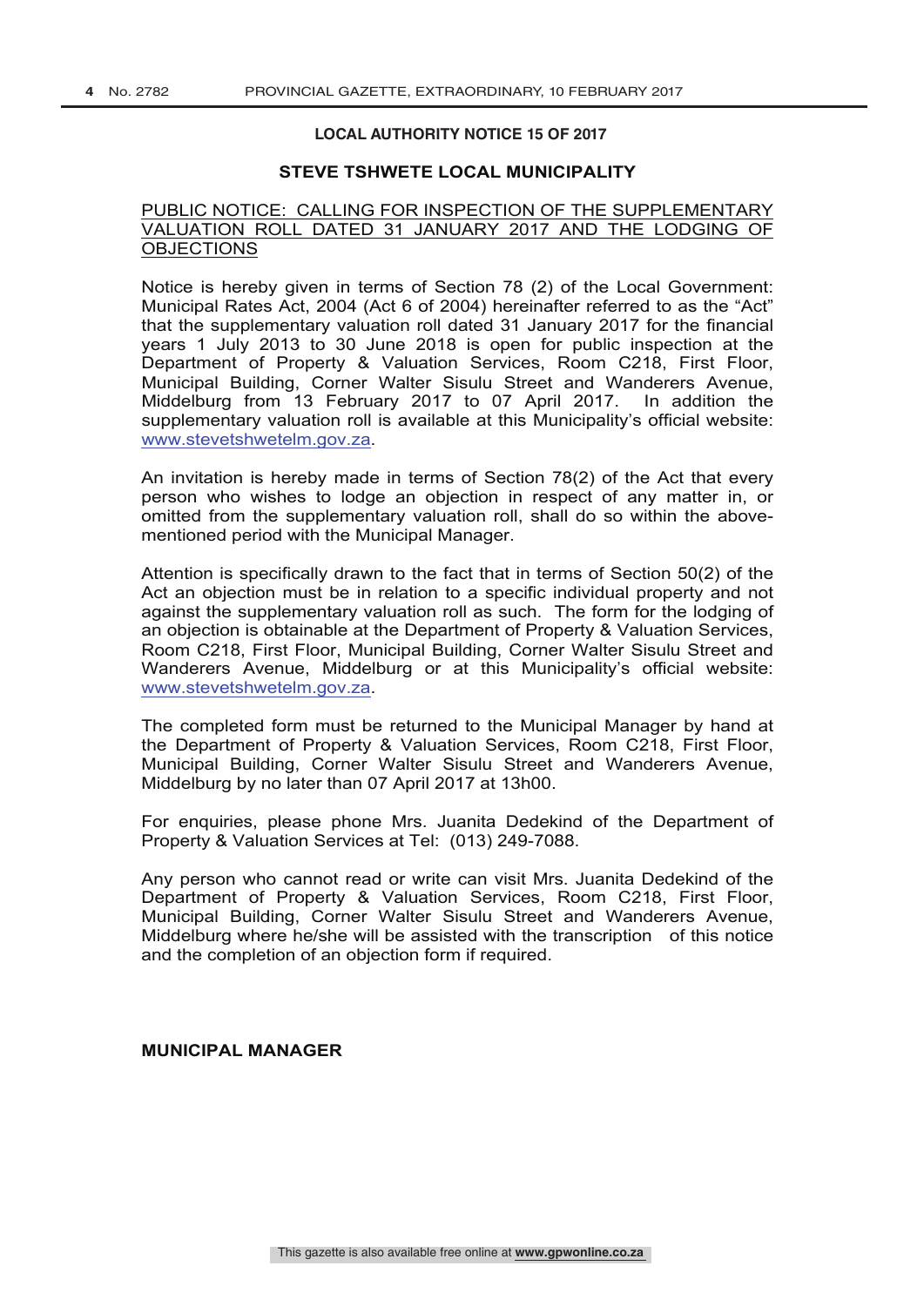**LOCAL AUTHORITY NOTICE 15 OF 2017**

## STEVE TSHWETE LOCAL MUNICIPALITY

PUBLIC NOTICE: CALLING FOR INSPECTION OF THE SUPPLEMENTARY VALUATION ROLL DATED 31 JANUARY 2017 AND THE LODGING OF OBJECTIONS

Notice is hereby given in terms of Section 78 (2) of the Local Government: Municipal Rates Act, 2004 (Act 6 of 2004) hereinafter referred to as the "Act" that the supplementary valuation roll dated 31 January 2017 for the financial years 1 July 2013 to 30 June 2018 is open for public inspection at the Department of Property & Valuation Services, Room C218, First Floor, Municipal Building, Corner Walter Sisulu Street and Wanderers Avenue, Middelburg from 13 February 2017 to 07 April 2017. In addition the supplementary valuation roll is available at this Municipality's official website: www.stevetshwetelm.gov.za.

An invitation is hereby made in terms of Section 78(2) of the Act that every person who wishes to lodge an objection in respect of any matter in, or omitted from the supplementary valuation roll, shall do so within the above-mentioned period with the Municipal Manager.

Attention is specifically drawn to the fact that in terms of Section 50(2) of the Act an objection must be in relation to a specific individual property and not against the supplementary valuation roll as such. The form for the lodging of an objection is obtainable at the Department of Property & Valuation Services, Room C218, First Floor, Municipal Building, Corner Walter Sisulu Street and Wanderers Avenue, Middelburg or at this Municipality's official website: www.stevetshwetelm.gov.za.

The completed form must be returned to the Municipal Manager by hand at the Department of Property & Valuation Services, Room C218, First Floor, Municipal Building, Corner Walter Sisulu Street and Wanderers Avenue, Middelburg by no later than 07 April 2017 at 13h00.

For enquiries, please phone Mrs. Juanita Dedekind of the Department of Property & Valuation Services at Tel: (013) 249-7088.

Any person who cannot read or write can visit Mrs. Juanita Dedekind of the Department of Property & Valuation Services, Room C218, First Floor, Municipal Building, Corner Walter Sisulu Street and Wanderers Avenue, Middelburg where he/she will be assisted with the transcription of this notice and the completion of an objection form if required.

**MUNICIPAL MANAGER**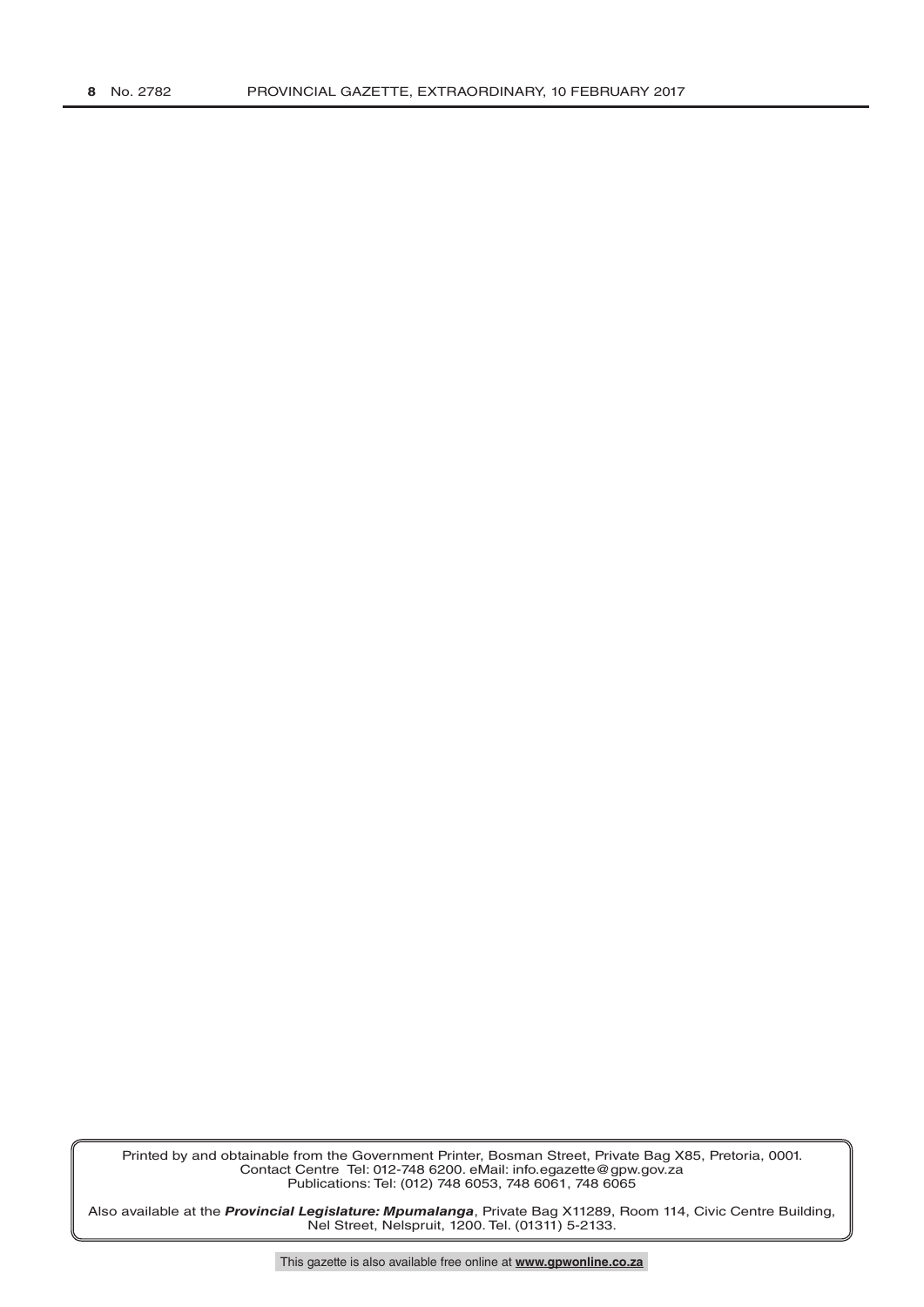Printed by and obtainable from the Government Printer, Bosman Street, Private Bag X85, Pretoria, 0001.
Contact Centre Tel: 012-748 6200. eMail: info.egazette@gpw.gov.za
Publications: Tel: (012) 748 6053, 748 6061, 748 6065

Also available at the ***Provincial Legislature: Mpumalanga***, Private Bag X11289, Room 114, Civic Centre Building, Nel Street, Nelspruit, 1200. Tel. (01311) 5-2133.

This gazette is also available free online at **www.gpwonline.co.za**